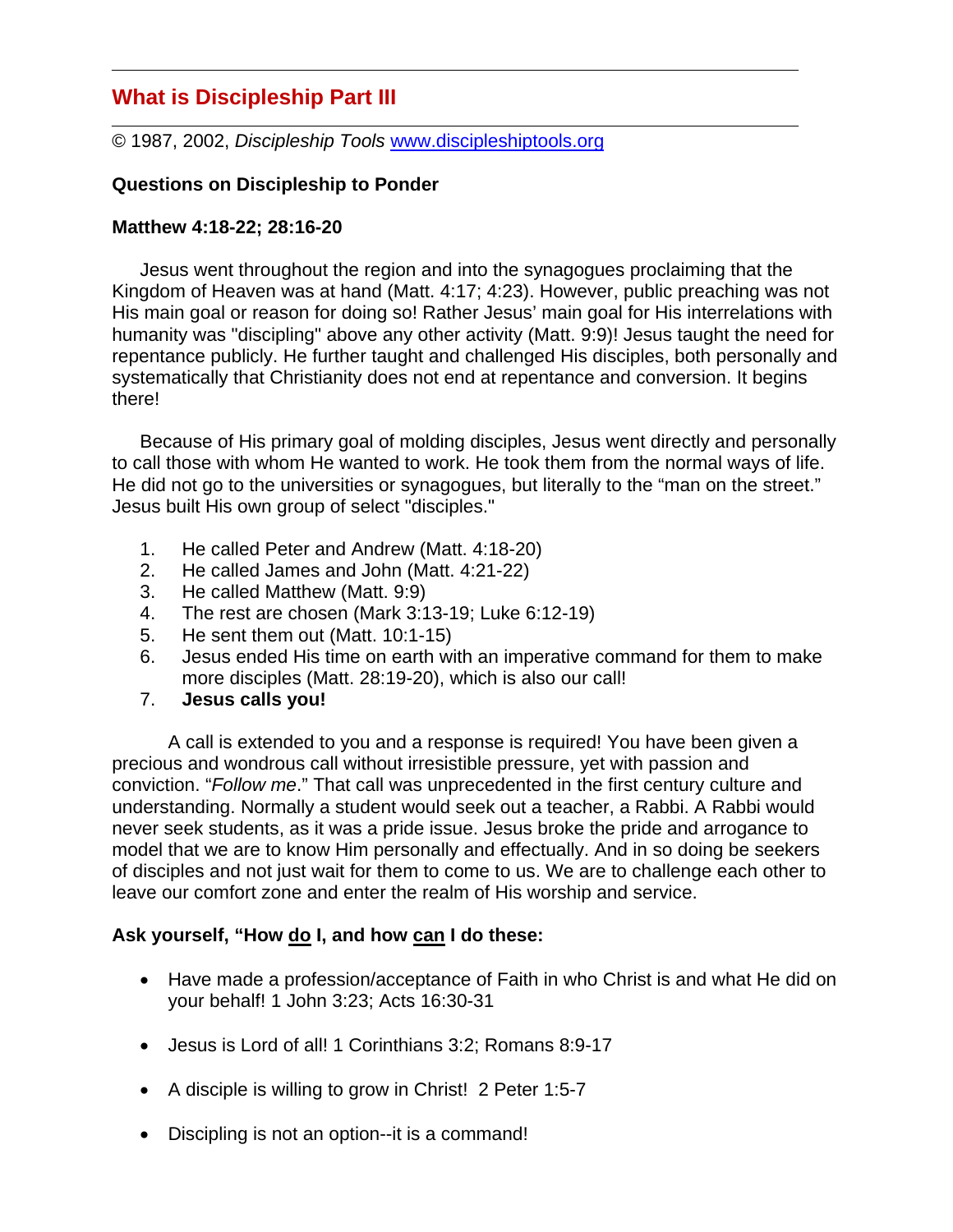---

## What is Discipleship Part III

---

© 1987, 2002, *Discipleship Tools* [www.discipleshiptools.org](http://www.discipleshiptools.org)

**Questions on Discipleship to Ponder**

**Matthew 4:18-22; 28:16-20**

Jesus went throughout the region and into the synagogues proclaiming that the Kingdom of Heaven was at hand (Matt. 4:17; 4:23). However, public preaching was not His main goal or reason for doing so! Rather Jesus' main goal for His interrelations with humanity was "discipling" above any other activity (Matt. 9:9)! Jesus taught the need for repentance publicly. He further taught and challenged His disciples, both personally and systematically that Christianity does not end at repentance and conversion. It begins there!

Because of His primary goal of molding disciples, Jesus went directly and personally to call those with whom He wanted to work. He took them from the normal ways of life. He did not go to the universities or synagogues, but literally to the "man on the street." Jesus built His own group of select "disciples."

1. He called Peter and Andrew (Matt. 4:18-20)
2. He called James and John (Matt. 4:21-22)
3. He called Matthew (Matt. 9:9)
4. The rest are chosen (Mark 3:13-19; Luke 6:12-19)
5. He sent them out (Matt. 10:1-15)
6. Jesus ended His time on earth with an imperative command for them to make more disciples (Matt. 28:19-20), which is also our call!
7. **Jesus calls you!**

A call is extended to you and a response is required! You have been given a precious and wondrous call without irresistible pressure, yet with passion and conviction. "*Follow me*." That call was unprecedented in the first century culture and understanding. Normally a student would seek out a teacher, a Rabbi. A Rabbi would never seek students, as it was a pride issue. Jesus broke the pride and arrogance to model that we are to know Him personally and effectually. And in so doing be seekers of disciples and not just wait for them to come to us. We are to challenge each other to leave our comfort zone and enter the realm of His worship and service.

**Ask yourself, "How <u>do</u> I, and how <u>can</u> I do these:**

- Have made a profession/acceptance of Faith in who Christ is and what He did on your behalf! 1 John 3:23; Acts 16:30-31

- Jesus is Lord of all! 1 Corinthians 3:2; Romans 8:9-17

- A disciple is willing to grow in Christ! 2 Peter 1:5-7

- Discipling is not an option--it is a command!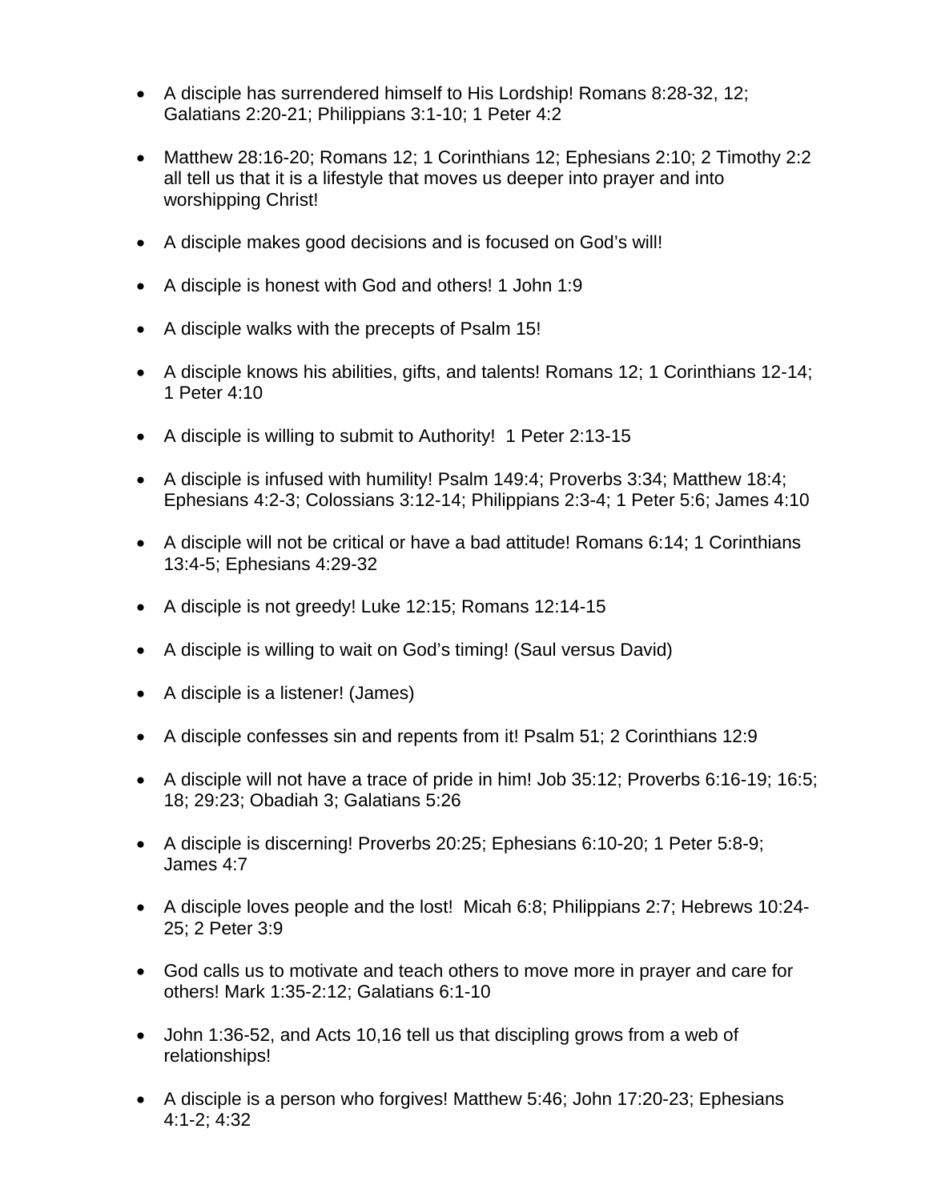- A disciple has surrendered himself to His Lordship! Romans 8:28-32, 12; Galatians 2:20-21; Philippians 3:1-10; 1 Peter 4:2

- Matthew 28:16-20; Romans 12; 1 Corinthians 12; Ephesians 2:10; 2 Timothy 2:2 all tell us that it is a lifestyle that moves us deeper into prayer and into worshipping Christ!

- A disciple makes good decisions and is focused on God's will!

- A disciple is honest with God and others! 1 John 1:9

- A disciple walks with the precepts of Psalm 15!

- A disciple knows his abilities, gifts, and talents! Romans 12; 1 Corinthians 12-14; 1 Peter 4:10

- A disciple is willing to submit to Authority! 1 Peter 2:13-15

- A disciple is infused with humility! Psalm 149:4; Proverbs 3:34; Matthew 18:4; Ephesians 4:2-3; Colossians 3:12-14; Philippians 2:3-4; 1 Peter 5:6; James 4:10

- A disciple will not be critical or have a bad attitude! Romans 6:14; 1 Corinthians 13:4-5; Ephesians 4:29-32

- A disciple is not greedy! Luke 12:15; Romans 12:14-15

- A disciple is willing to wait on God's timing! (Saul versus David)

- A disciple is a listener! (James)

- A disciple confesses sin and repents from it! Psalm 51; 2 Corinthians 12:9

- A disciple will not have a trace of pride in him! Job 35:12; Proverbs 6:16-19; 16:5; 18; 29:23; Obadiah 3; Galatians 5:26

- A disciple is discerning! Proverbs 20:25; Ephesians 6:10-20; 1 Peter 5:8-9; James 4:7

- A disciple loves people and the lost! Micah 6:8; Philippians 2:7; Hebrews 10:24-25; 2 Peter 3:9

- God calls us to motivate and teach others to move more in prayer and care for others! Mark 1:35-2:12; Galatians 6:1-10

- John 1:36-52, and Acts 10,16 tell us that discipling grows from a web of relationships!

- A disciple is a person who forgives! Matthew 5:46; John 17:20-23; Ephesians 4:1-2; 4:32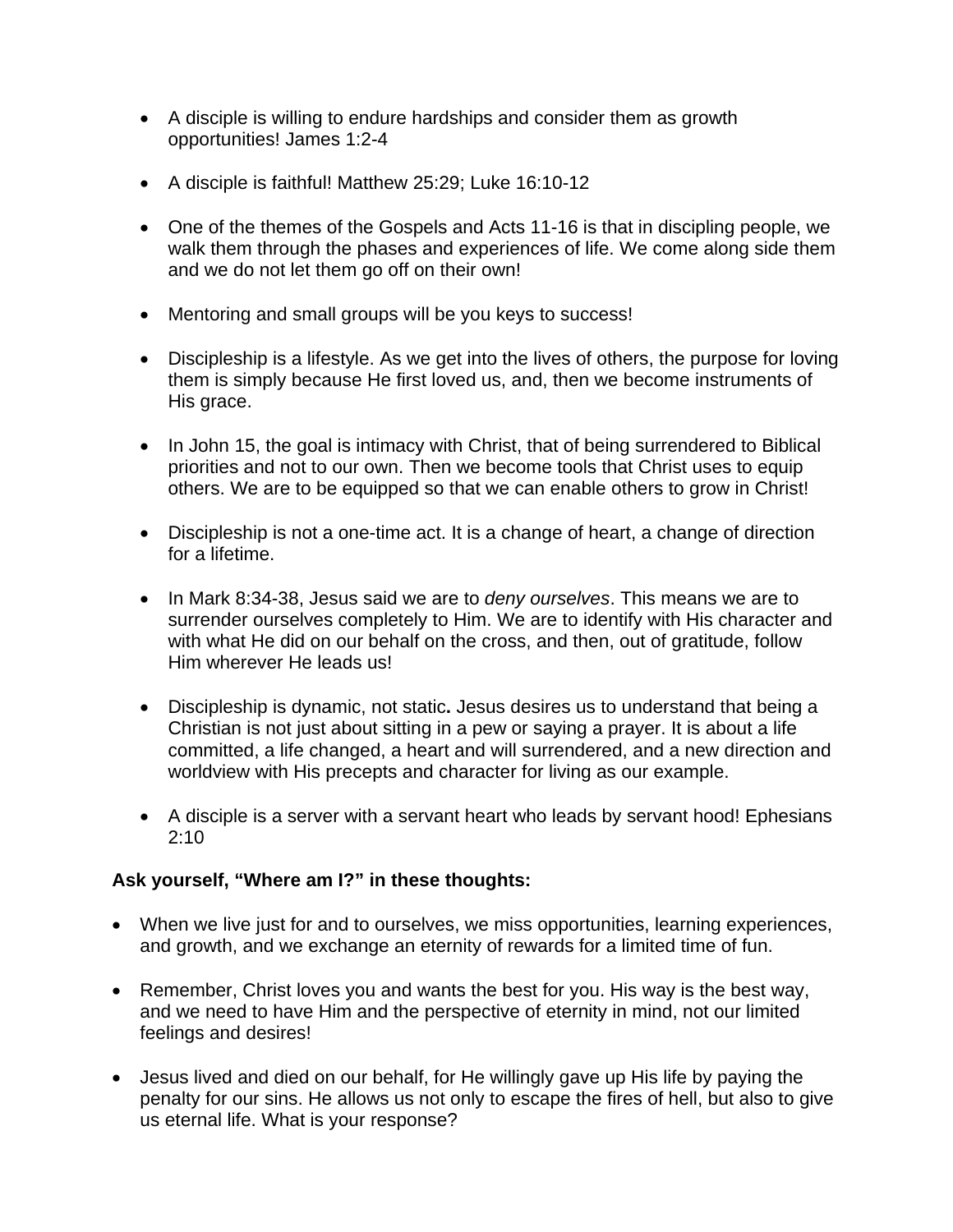- A disciple is willing to endure hardships and consider them as growth opportunities! James 1:2-4

- A disciple is faithful! Matthew 25:29; Luke 16:10-12

- One of the themes of the Gospels and Acts 11-16 is that in discipling people, we walk them through the phases and experiences of life. We come along side them and we do not let them go off on their own!

- Mentoring and small groups will be you keys to success!

- Discipleship is a lifestyle. As we get into the lives of others, the purpose for loving them is simply because He first loved us, and, then we become instruments of His grace.

- In John 15, the goal is intimacy with Christ, that of being surrendered to Biblical priorities and not to our own. Then we become tools that Christ uses to equip others. We are to be equipped so that we can enable others to grow in Christ!

- Discipleship is not a one-time act. It is a change of heart, a change of direction for a lifetime.

- In Mark 8:34-38, Jesus said we are to *deny ourselves*. This means we are to surrender ourselves completely to Him. We are to identify with His character and with what He did on our behalf on the cross, and then, out of gratitude, follow Him wherever He leads us!

- Discipleship is dynamic, not static**.** Jesus desires us to understand that being a Christian is not just about sitting in a pew or saying a prayer. It is about a life committed, a life changed, a heart and will surrendered, and a new direction and worldview with His precepts and character for living as our example.

- A disciple is a server with a servant heart who leads by servant hood! Ephesians 2:10

**Ask yourself, "Where am I?" in these thoughts:**

- When we live just for and to ourselves, we miss opportunities, learning experiences, and growth, and we exchange an eternity of rewards for a limited time of fun.

- Remember, Christ loves you and wants the best for you. His way is the best way, and we need to have Him and the perspective of eternity in mind, not our limited feelings and desires!

- Jesus lived and died on our behalf, for He willingly gave up His life by paying the penalty for our sins. He allows us not only to escape the fires of hell, but also to give us eternal life. What is your response?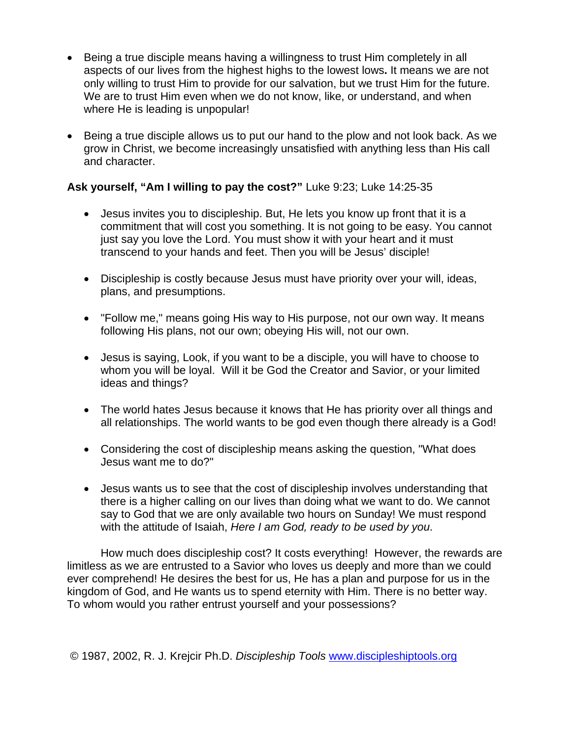- Being a true disciple means having a willingness to trust Him completely in all aspects of our lives from the highest highs to the lowest lows**.** It means we are not only willing to trust Him to provide for our salvation, but we trust Him for the future. We are to trust Him even when we do not know, like, or understand, and when where He is leading is unpopular!

- Being a true disciple allows us to put our hand to the plow and not look back. As we grow in Christ, we become increasingly unsatisfied with anything less than His call and character.

**Ask yourself, "Am I willing to pay the cost?"** Luke 9:23; Luke 14:25-35

- Jesus invites you to discipleship. But, He lets you know up front that it is a commitment that will cost you something. It is not going to be easy. You cannot just say you love the Lord. You must show it with your heart and it must transcend to your hands and feet. Then you will be Jesus' disciple!

- Discipleship is costly because Jesus must have priority over your will, ideas, plans, and presumptions.

- "Follow me," means going His way to His purpose, not our own way. It means following His plans, not our own; obeying His will, not our own.

- Jesus is saying, Look, if you want to be a disciple, you will have to choose to whom you will be loyal. Will it be God the Creator and Savior, or your limited ideas and things?

- The world hates Jesus because it knows that He has priority over all things and all relationships. The world wants to be god even though there already is a God!

- Considering the cost of discipleship means asking the question, "What does Jesus want me to do?"

- Jesus wants us to see that the cost of discipleship involves understanding that there is a higher calling on our lives than doing what we want to do. We cannot say to God that we are only available two hours on Sunday! We must respond with the attitude of Isaiah, *Here I am God, ready to be used by you*.

How much does discipleship cost? It costs everything! However, the rewards are limitless as we are entrusted to a Savior who loves us deeply and more than we could ever comprehend! He desires the best for us, He has a plan and purpose for us in the kingdom of God, and He wants us to spend eternity with Him. There is no better way. To whom would you rather entrust yourself and your possessions?

© 1987, 2002, R. J. Krejcir Ph.D. *Discipleship Tools* [www.discipleshiptools.org](http://www.discipleshiptools.org)